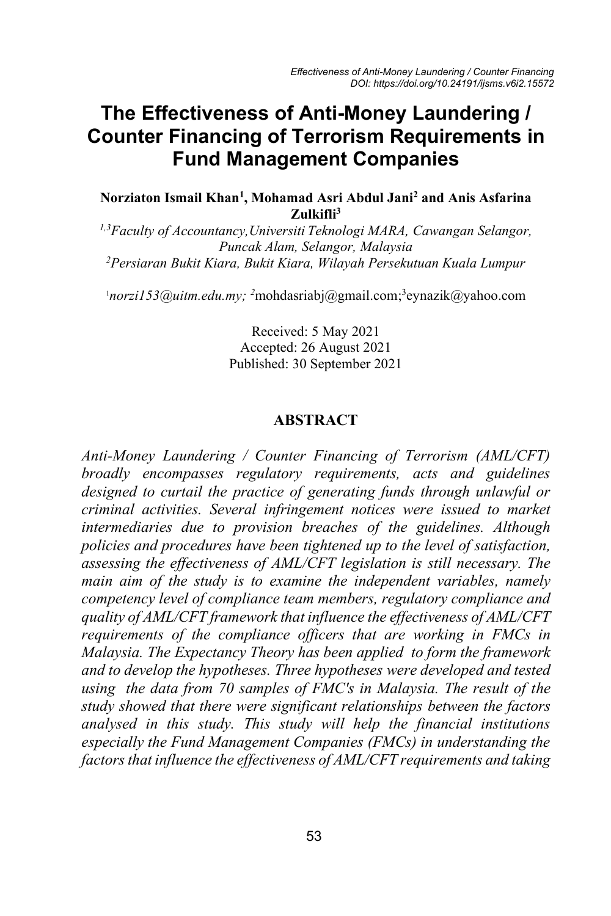# The Effectiveness of Anti-Money Laundering / Counter Financing of Terrorism Requirements in Fund Management Companies

**Norziaton Ismail Khan[1], Mohamad Asri Abdul Jani[2] and Anis Asfarina Zulkifli[3]**

*[1,3]Faculty of Accountancy,Universiti Teknologi MARA, Cawangan Selangor, Puncak Alam, Selangor, Malaysia*
*[2]Persiaran Bukit Kiara, Bukit Kiara, Wilayah Persekutuan Kuala Lumpur*

[1]*norzi153@uitm.edu.my;* [2]mohdasriabj@gmail.com;[3]eynazik@yahoo.com

Received: 5 May 2021
Accepted: 26 August 2021
Published: 30 September 2021

## ABSTRACT

*Anti-Money Laundering / Counter Financing of Terrorism (AML/CFT) broadly encompasses regulatory requirements, acts and guidelines designed to curtail the practice of generating funds through unlawful or criminal activities. Several infringement notices were issued to market intermediaries due to provision breaches of the guidelines. Although policies and procedures have been tightened up to the level of satisfaction, assessing the effectiveness of AML/CFT legislation is still necessary. The main aim of the study is to examine the independent variables, namely competency level of compliance team members, regulatory compliance and quality of AML/CFT framework that influence the effectiveness of AML/CFT requirements of the compliance officers that are working in FMCs in Malaysia. The Expectancy Theory has been applied to form the framework and to develop the hypotheses. Three hypotheses were developed and tested using the data from 70 samples of FMC's in Malaysia. The result of the study showed that there were significant relationships between the factors analysed in this study. This study will help the financial institutions especially the Fund Management Companies (FMCs) in understanding the factors that influence the effectiveness of AML/CFT requirements and taking*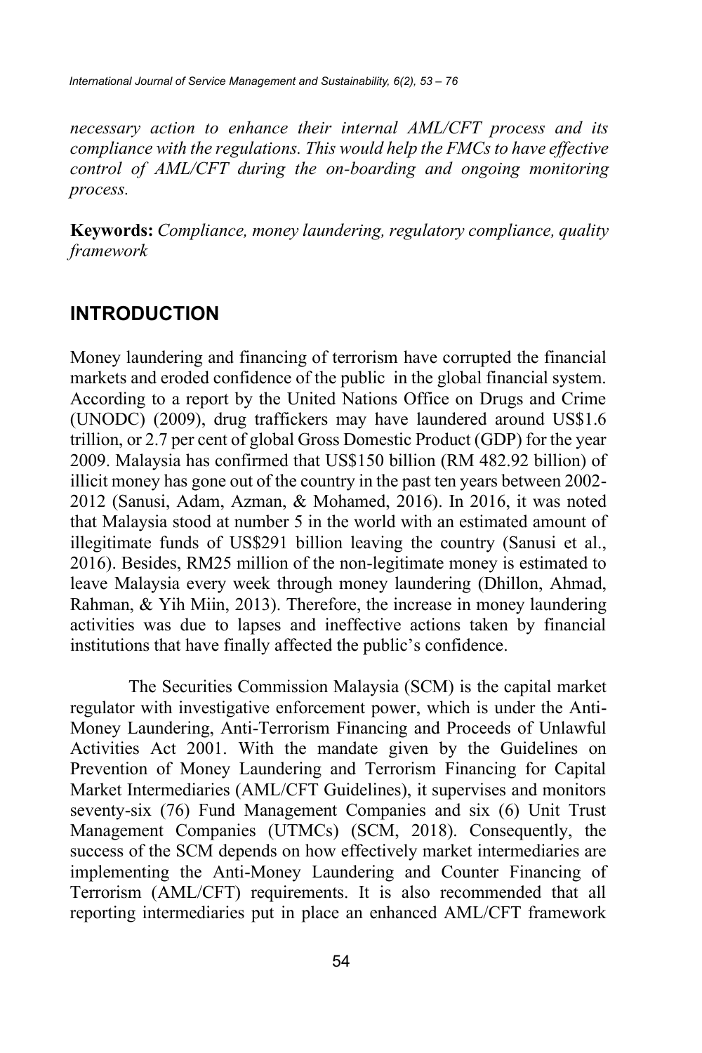*necessary action to enhance their internal AML/CFT process and its compliance with the regulations. This would help the FMCs to have effective control of AML/CFT during the on-boarding and ongoing monitoring process.*

**Keywords:** *Compliance, money laundering, regulatory compliance, quality framework*

## INTRODUCTION

Money laundering and financing of terrorism have corrupted the financial markets and eroded confidence of the public in the global financial system. According to a report by the United Nations Office on Drugs and Crime (UNODC) (2009), drug traffickers may have laundered around US$1.6 trillion, or 2.7 per cent of global Gross Domestic Product (GDP) for the year 2009. Malaysia has confirmed that US$150 billion (RM 482.92 billion) of illicit money has gone out of the country in the past ten years between 2002-2012 (Sanusi, Adam, Azman, & Mohamed, 2016). In 2016, it was noted that Malaysia stood at number 5 in the world with an estimated amount of illegitimate funds of US$291 billion leaving the country (Sanusi et al., 2016). Besides, RM25 million of the non-legitimate money is estimated to leave Malaysia every week through money laundering (Dhillon, Ahmad, Rahman, & Yih Miin, 2013). Therefore, the increase in money laundering activities was due to lapses and ineffective actions taken by financial institutions that have finally affected the public's confidence.

The Securities Commission Malaysia (SCM) is the capital market regulator with investigative enforcement power, which is under the Anti-Money Laundering, Anti-Terrorism Financing and Proceeds of Unlawful Activities Act 2001. With the mandate given by the Guidelines on Prevention of Money Laundering and Terrorism Financing for Capital Market Intermediaries (AML/CFT Guidelines), it supervises and monitors seventy-six (76) Fund Management Companies and six (6) Unit Trust Management Companies (UTMCs) (SCM, 2018). Consequently, the success of the SCM depends on how effectively market intermediaries are implementing the Anti-Money Laundering and Counter Financing of Terrorism (AML/CFT) requirements. It is also recommended that all reporting intermediaries put in place an enhanced AML/CFT framework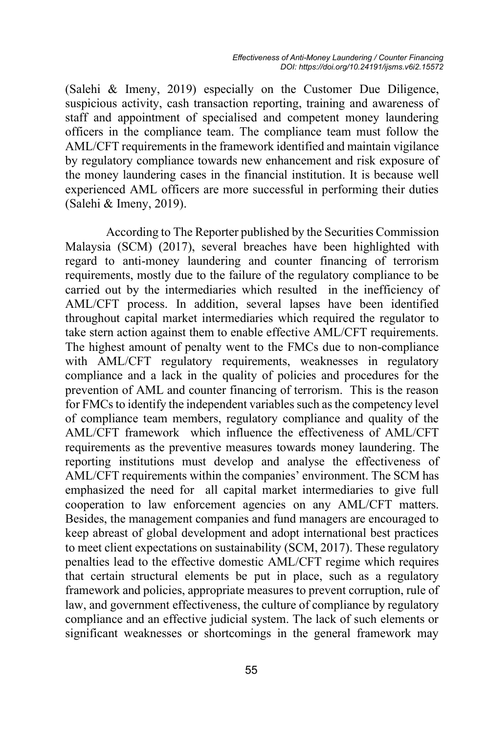(Salehi & Imeny, 2019) especially on the Customer Due Diligence, suspicious activity, cash transaction reporting, training and awareness of staff and appointment of specialised and competent money laundering officers in the compliance team. The compliance team must follow the AML/CFT requirements in the framework identified and maintain vigilance by regulatory compliance towards new enhancement and risk exposure of the money laundering cases in the financial institution. It is because well experienced AML officers are more successful in performing their duties (Salehi & Imeny, 2019).

According to The Reporter published by the Securities Commission Malaysia (SCM) (2017), several breaches have been highlighted with regard to anti-money laundering and counter financing of terrorism requirements, mostly due to the failure of the regulatory compliance to be carried out by the intermediaries which resulted in the inefficiency of AML/CFT process. In addition, several lapses have been identified throughout capital market intermediaries which required the regulator to take stern action against them to enable effective AML/CFT requirements. The highest amount of penalty went to the FMCs due to non-compliance with AML/CFT regulatory requirements, weaknesses in regulatory compliance and a lack in the quality of policies and procedures for the prevention of AML and counter financing of terrorism. This is the reason for FMCs to identify the independent variables such as the competency level of compliance team members, regulatory compliance and quality of the AML/CFT framework which influence the effectiveness of AML/CFT requirements as the preventive measures towards money laundering. The reporting institutions must develop and analyse the effectiveness of AML/CFT requirements within the companies' environment. The SCM has emphasized the need for all capital market intermediaries to give full cooperation to law enforcement agencies on any AML/CFT matters. Besides, the management companies and fund managers are encouraged to keep abreast of global development and adopt international best practices to meet client expectations on sustainability (SCM, 2017). These regulatory penalties lead to the effective domestic AML/CFT regime which requires that certain structural elements be put in place, such as a regulatory framework and policies, appropriate measures to prevent corruption, rule of law, and government effectiveness, the culture of compliance by regulatory compliance and an effective judicial system. The lack of such elements or significant weaknesses or shortcomings in the general framework may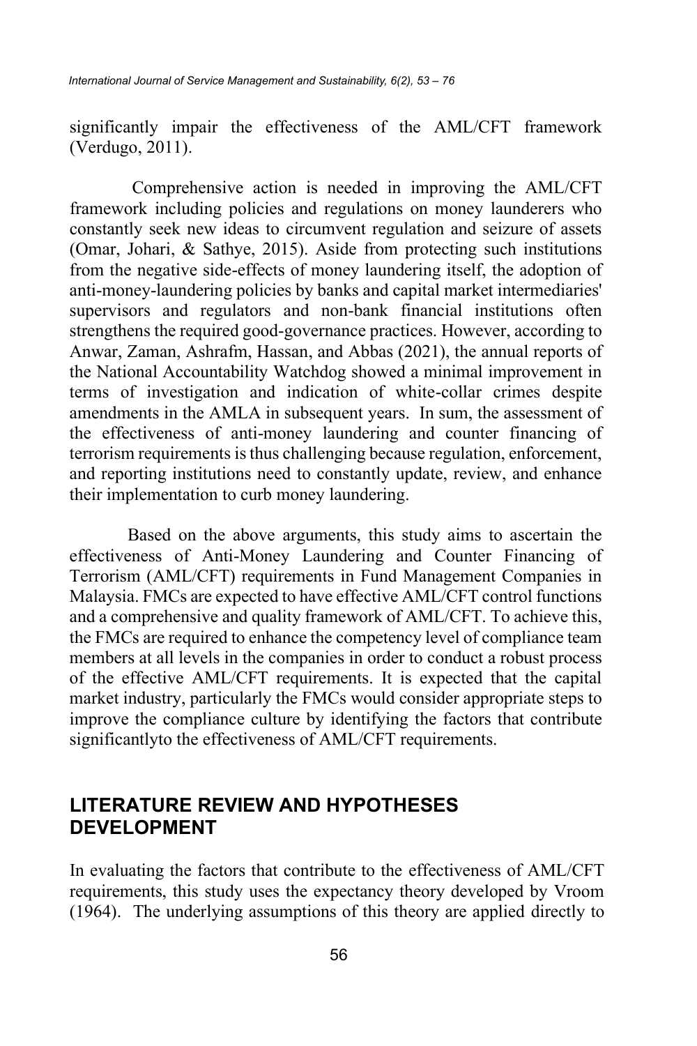significantly impair the effectiveness of the AML/CFT framework (Verdugo, 2011).

Comprehensive action is needed in improving the AML/CFT framework including policies and regulations on money launderers who constantly seek new ideas to circumvent regulation and seizure of assets (Omar, Johari, & Sathye, 2015). Aside from protecting such institutions from the negative side-effects of money laundering itself, the adoption of anti-money-laundering policies by banks and capital market intermediaries' supervisors and regulators and non-bank financial institutions often strengthens the required good-governance practices. However, according to Anwar, Zaman, Ashrafm, Hassan, and Abbas (2021), the annual reports of the National Accountability Watchdog showed a minimal improvement in terms of investigation and indication of white-collar crimes despite amendments in the AMLA in subsequent years. In sum, the assessment of the effectiveness of anti-money laundering and counter financing of terrorism requirements is thus challenging because regulation, enforcement, and reporting institutions need to constantly update, review, and enhance their implementation to curb money laundering.

Based on the above arguments, this study aims to ascertain the effectiveness of Anti-Money Laundering and Counter Financing of Terrorism (AML/CFT) requirements in Fund Management Companies in Malaysia. FMCs are expected to have effective AML/CFT control functions and a comprehensive and quality framework of AML/CFT. To achieve this, the FMCs are required to enhance the competency level of compliance team members at all levels in the companies in order to conduct a robust process of the effective AML/CFT requirements. It is expected that the capital market industry, particularly the FMCs would consider appropriate steps to improve the compliance culture by identifying the factors that contribute significantlyto the effectiveness of AML/CFT requirements.

## LITERATURE REVIEW AND HYPOTHESES DEVELOPMENT

In evaluating the factors that contribute to the effectiveness of AML/CFT requirements, this study uses the expectancy theory developed by Vroom (1964). The underlying assumptions of this theory are applied directly to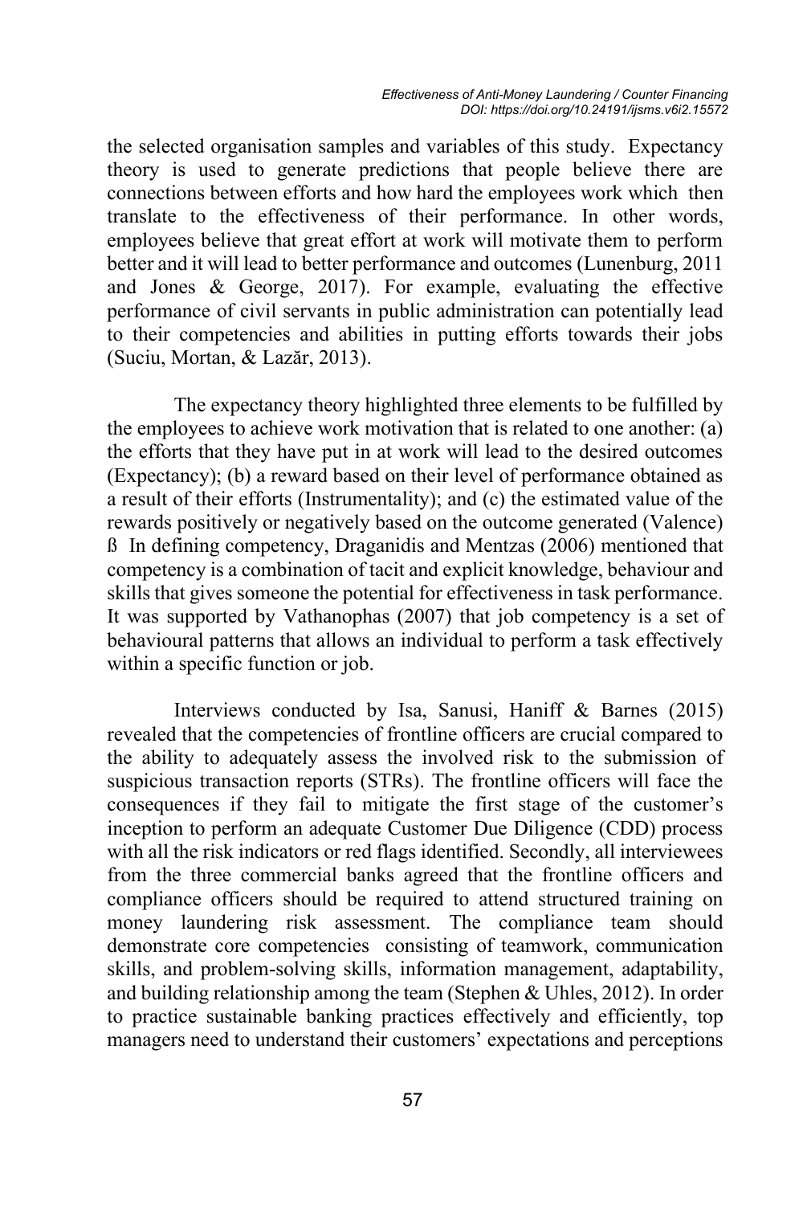the selected organisation samples and variables of this study. Expectancy theory is used to generate predictions that people believe there are connections between efforts and how hard the employees work which then translate to the effectiveness of their performance. In other words, employees believe that great effort at work will motivate them to perform better and it will lead to better performance and outcomes (Lunenburg, 2011 and Jones & George, 2017). For example, evaluating the effective performance of civil servants in public administration can potentially lead to their competencies and abilities in putting efforts towards their jobs (Suciu, Mortan, & Lazăr, 2013).

The expectancy theory highlighted three elements to be fulfilled by the employees to achieve work motivation that is related to one another: (a) the efforts that they have put in at work will lead to the desired outcomes (Expectancy); (b) a reward based on their level of performance obtained as a result of their efforts (Instrumentality); and (c) the estimated value of the rewards positively or negatively based on the outcome generated (Valence) ß In defining competency, Draganidis and Mentzas (2006) mentioned that competency is a combination of tacit and explicit knowledge, behaviour and skills that gives someone the potential for effectiveness in task performance. It was supported by Vathanophas (2007) that job competency is a set of behavioural patterns that allows an individual to perform a task effectively within a specific function or job.

Interviews conducted by Isa, Sanusi, Haniff & Barnes (2015) revealed that the competencies of frontline officers are crucial compared to the ability to adequately assess the involved risk to the submission of suspicious transaction reports (STRs). The frontline officers will face the consequences if they fail to mitigate the first stage of the customer's inception to perform an adequate Customer Due Diligence (CDD) process with all the risk indicators or red flags identified. Secondly, all interviewees from the three commercial banks agreed that the frontline officers and compliance officers should be required to attend structured training on money laundering risk assessment. The compliance team should demonstrate core competencies consisting of teamwork, communication skills, and problem-solving skills, information management, adaptability, and building relationship among the team (Stephen & Uhles, 2012). In order to practice sustainable banking practices effectively and efficiently, top managers need to understand their customers' expectations and perceptions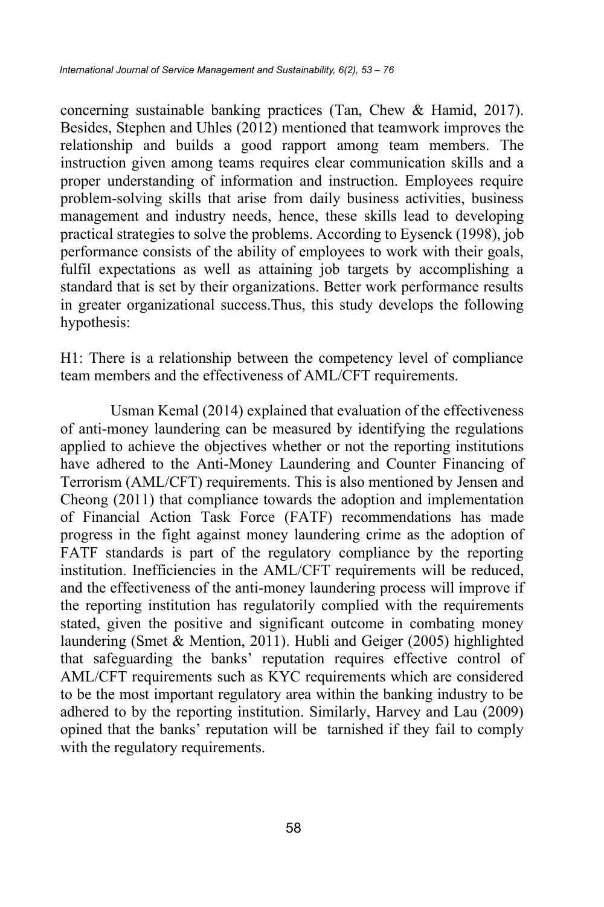concerning sustainable banking practices (Tan, Chew & Hamid, 2017). Besides, Stephen and Uhles (2012) mentioned that teamwork improves the relationship and builds a good rapport among team members. The instruction given among teams requires clear communication skills and a proper understanding of information and instruction. Employees require problem-solving skills that arise from daily business activities, business management and industry needs, hence, these skills lead to developing practical strategies to solve the problems. According to Eysenck (1998), job performance consists of the ability of employees to work with their goals, fulfil expectations as well as attaining job targets by accomplishing a standard that is set by their organizations. Better work performance results in greater organizational success.Thus, this study develops the following hypothesis:

H1: There is a relationship between the competency level of compliance team members and the effectiveness of AML/CFT requirements.

Usman Kemal (2014) explained that evaluation of the effectiveness of anti-money laundering can be measured by identifying the regulations applied to achieve the objectives whether or not the reporting institutions have adhered to the Anti-Money Laundering and Counter Financing of Terrorism (AML/CFT) requirements. This is also mentioned by Jensen and Cheong (2011) that compliance towards the adoption and implementation of Financial Action Task Force (FATF) recommendations has made progress in the fight against money laundering crime as the adoption of FATF standards is part of the regulatory compliance by the reporting institution. Inefficiencies in the AML/CFT requirements will be reduced, and the effectiveness of the anti-money laundering process will improve if the reporting institution has regulatorily complied with the requirements stated, given the positive and significant outcome in combating money laundering (Smet & Mention, 2011). Hubli and Geiger (2005) highlighted that safeguarding the banks' reputation requires effective control of AML/CFT requirements such as KYC requirements which are considered to be the most important regulatory area within the banking industry to be adhered to by the reporting institution. Similarly, Harvey and Lau (2009) opined that the banks' reputation will be tarnished if they fail to comply with the regulatory requirements.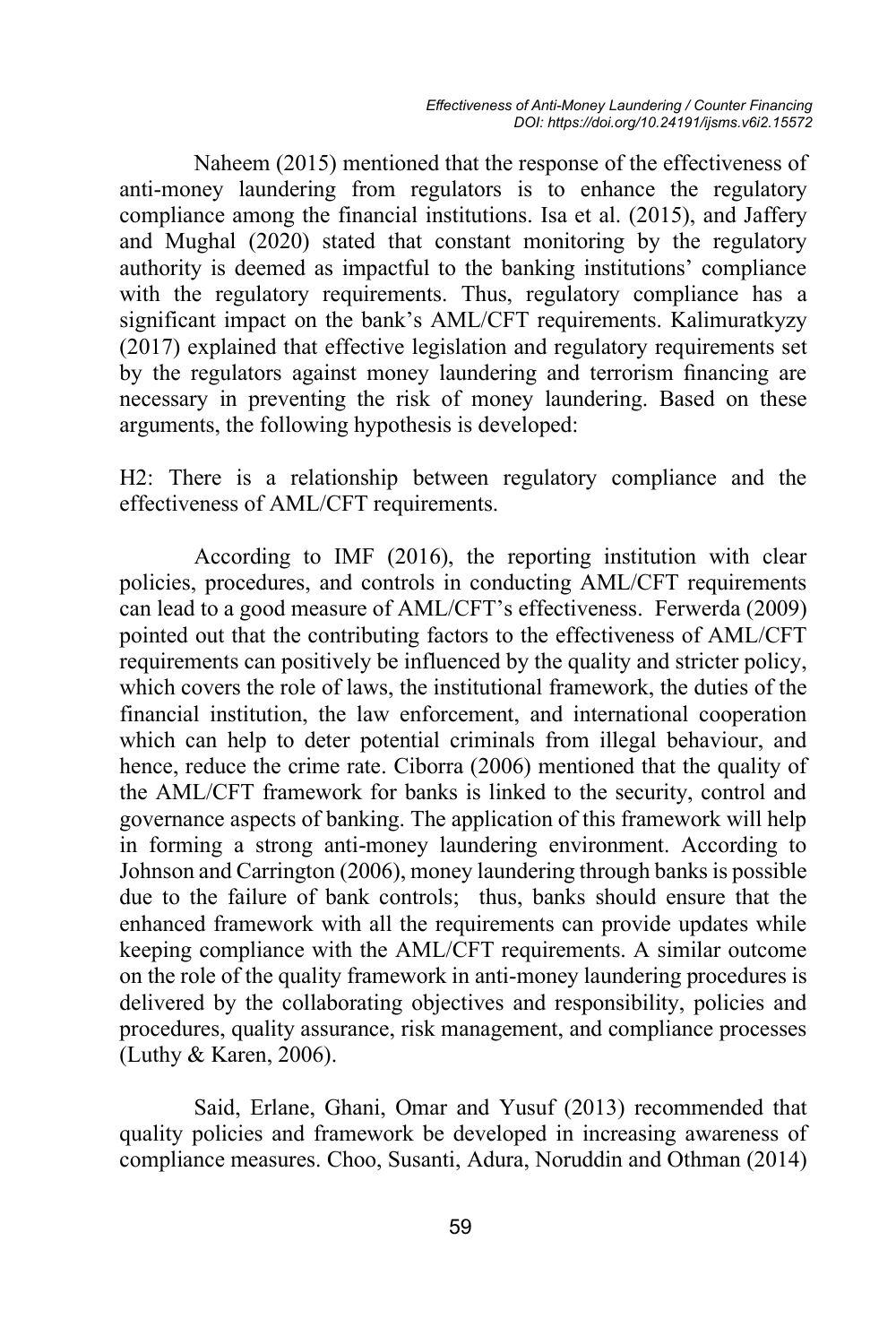Naheem (2015) mentioned that the response of the effectiveness of anti-money laundering from regulators is to enhance the regulatory compliance among the financial institutions. Isa et al. (2015), and Jaffery and Mughal (2020) stated that constant monitoring by the regulatory authority is deemed as impactful to the banking institutions' compliance with the regulatory requirements. Thus, regulatory compliance has a significant impact on the bank's AML/CFT requirements. Kalimuratkyzy (2017) explained that effective legislation and regulatory requirements set by the regulators against money laundering and terrorism financing are necessary in preventing the risk of money laundering. Based on these arguments, the following hypothesis is developed:

H2: There is a relationship between regulatory compliance and the effectiveness of AML/CFT requirements.

According to IMF (2016), the reporting institution with clear policies, procedures, and controls in conducting AML/CFT requirements can lead to a good measure of AML/CFT's effectiveness. Ferwerda (2009) pointed out that the contributing factors to the effectiveness of AML/CFT requirements can positively be influenced by the quality and stricter policy, which covers the role of laws, the institutional framework, the duties of the financial institution, the law enforcement, and international cooperation which can help to deter potential criminals from illegal behaviour, and hence, reduce the crime rate. Ciborra (2006) mentioned that the quality of the AML/CFT framework for banks is linked to the security, control and governance aspects of banking. The application of this framework will help in forming a strong anti-money laundering environment. According to Johnson and Carrington (2006), money laundering through banks is possible due to the failure of bank controls; thus, banks should ensure that the enhanced framework with all the requirements can provide updates while keeping compliance with the AML/CFT requirements. A similar outcome on the role of the quality framework in anti-money laundering procedures is delivered by the collaborating objectives and responsibility, policies and procedures, quality assurance, risk management, and compliance processes (Luthy & Karen, 2006).

Said, Erlane, Ghani, Omar and Yusuf (2013) recommended that quality policies and framework be developed in increasing awareness of compliance measures. Choo, Susanti, Adura, Noruddin and Othman (2014)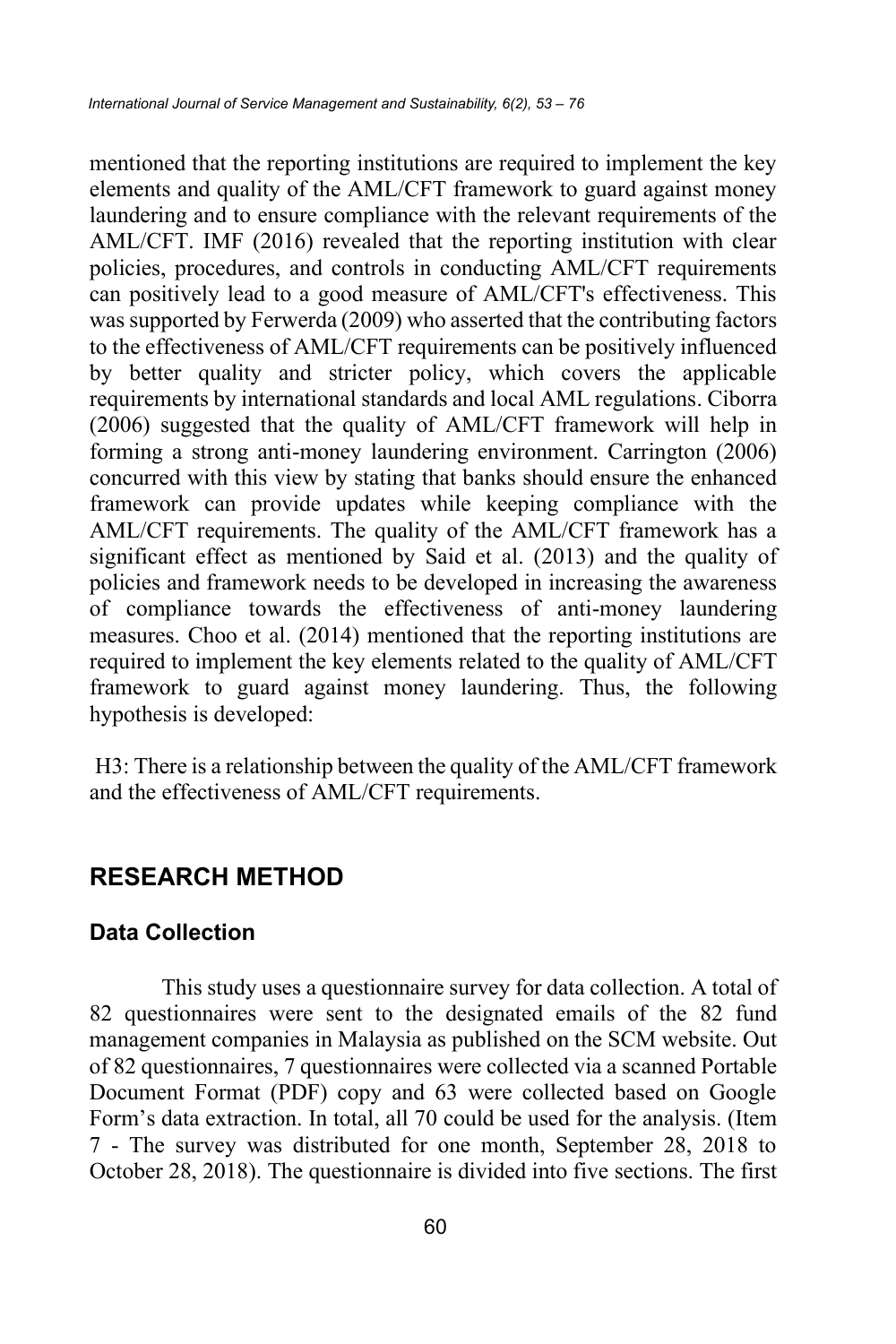mentioned that the reporting institutions are required to implement the key elements and quality of the AML/CFT framework to guard against money laundering and to ensure compliance with the relevant requirements of the AML/CFT. IMF (2016) revealed that the reporting institution with clear policies, procedures, and controls in conducting AML/CFT requirements can positively lead to a good measure of AML/CFT's effectiveness. This was supported by Ferwerda (2009) who asserted that the contributing factors to the effectiveness of AML/CFT requirements can be positively influenced by better quality and stricter policy, which covers the applicable requirements by international standards and local AML regulations. Ciborra (2006) suggested that the quality of AML/CFT framework will help in forming a strong anti-money laundering environment. Carrington (2006) concurred with this view by stating that banks should ensure the enhanced framework can provide updates while keeping compliance with the AML/CFT requirements. The quality of the AML/CFT framework has a significant effect as mentioned by Said et al. (2013) and the quality of policies and framework needs to be developed in increasing the awareness of compliance towards the effectiveness of anti-money laundering measures. Choo et al. (2014) mentioned that the reporting institutions are required to implement the key elements related to the quality of AML/CFT framework to guard against money laundering. Thus, the following hypothesis is developed:

H3: There is a relationship between the quality of the AML/CFT framework and the effectiveness of AML/CFT requirements.

## RESEARCH METHOD

### Data Collection

This study uses a questionnaire survey for data collection. A total of 82 questionnaires were sent to the designated emails of the 82 fund management companies in Malaysia as published on the SCM website. Out of 82 questionnaires, 7 questionnaires were collected via a scanned Portable Document Format (PDF) copy and 63 were collected based on Google Form's data extraction. In total, all 70 could be used for the analysis. (Item 7 - The survey was distributed for one month, September 28, 2018 to October 28, 2018). The questionnaire is divided into five sections. The first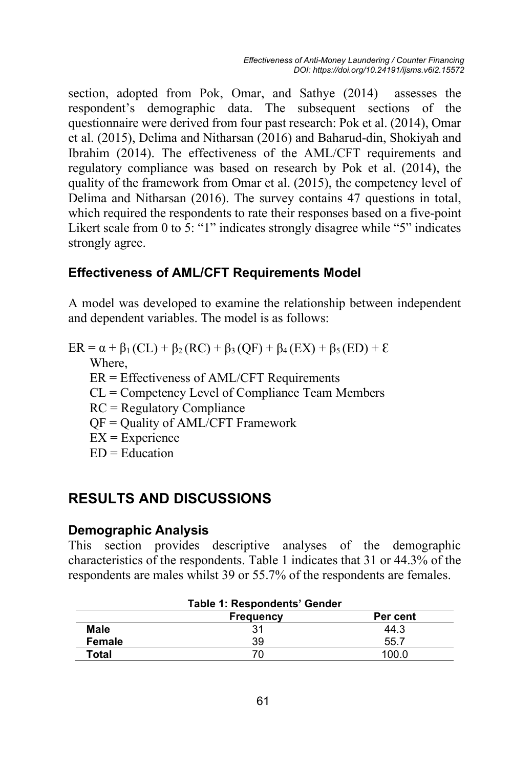section, adopted from Pok, Omar, and Sathye (2014) assesses the respondent's demographic data. The subsequent sections of the questionnaire were derived from four past research: Pok et al. (2014), Omar et al. (2015), Delima and Nitharsan (2016) and Baharud-din, Shokiyah and Ibrahim (2014). The effectiveness of the AML/CFT requirements and regulatory compliance was based on research by Pok et al. (2014), the quality of the framework from Omar et al. (2015), the competency level of Delima and Nitharsan (2016). The survey contains 47 questions in total, which required the respondents to rate their responses based on a five-point Likert scale from 0 to 5: "1" indicates strongly disagree while "5" indicates strongly agree.

### Effectiveness of AML/CFT Requirements Model

A model was developed to examine the relationship between independent and dependent variables. The model is as follows:

$$ER = \alpha + \beta_1 (CL) + \beta_2 (RC) + \beta_3 (QF) + \beta_4 (EX) + \beta_5 (ED) + \varepsilon$$

Where,
ER = Effectiveness of AML/CFT Requirements
CL = Competency Level of Compliance Team Members
RC = Regulatory Compliance
QF = Quality of AML/CFT Framework
EX = Experience
ED = Education

## RESULTS AND DISCUSSIONS

### Demographic Analysis

This section provides descriptive analyses of the demographic characteristics of the respondents. Table 1 indicates that 31 or 44.3% of the respondents are males whilst 39 or 55.7% of the respondents are females.

**Table 1: Respondents' Gender**

| | Frequency | Per cent |
|---|---|---|
| **Male** | 31 | 44.3 |
| **Female** | 39 | 55.7 |
| **Total** | 70 | 100.0 |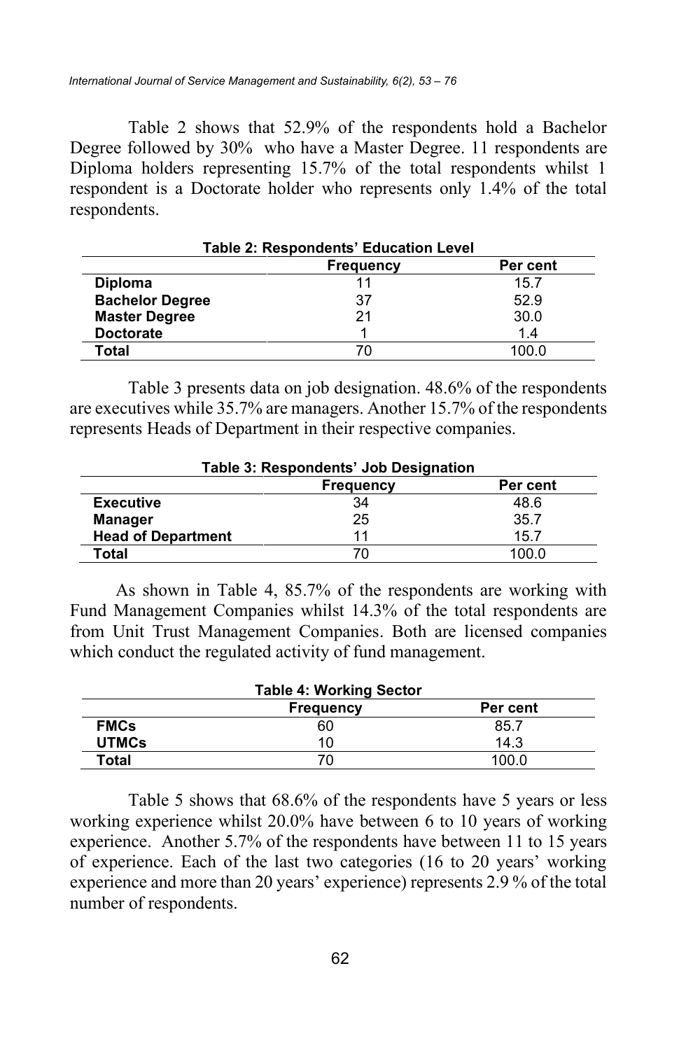Table 2 shows that 52.9% of the respondents hold a Bachelor Degree followed by 30% who have a Master Degree. 11 respondents are Diploma holders representing 15.7% of the total respondents whilst 1 respondent is a Doctorate holder who represents only 1.4% of the total respondents.

**Table 2: Respondents' Education Level**

| | Frequency | Per cent |
|---|---|---|
| **Diploma** | 11 | 15.7 |
| **Bachelor Degree** | 37 | 52.9 |
| **Master Degree** | 21 | 30.0 |
| **Doctorate** | 1 | 1.4 |
| **Total** | 70 | 100.0 |

Table 3 presents data on job designation. 48.6% of the respondents are executives while 35.7% are managers. Another 15.7% of the respondents represents Heads of Department in their respective companies.

**Table 3: Respondents' Job Designation**

| | Frequency | Per cent |
|---|---|---|
| **Executive** | 34 | 48.6 |
| **Manager** | 25 | 35.7 |
| **Head of Department** | 11 | 15.7 |
| **Total** | 70 | 100.0 |

As shown in Table 4, 85.7% of the respondents are working with Fund Management Companies whilst 14.3% of the total respondents are from Unit Trust Management Companies. Both are licensed companies which conduct the regulated activity of fund management.

**Table 4: Working Sector**

| | Frequency | Per cent |
|---|---|---|
| **FMCs** | 60 | 85.7 |
| **UTMCs** | 10 | 14.3 |
| **Total** | 70 | 100.0 |

Table 5 shows that 68.6% of the respondents have 5 years or less working experience whilst 20.0% have between 6 to 10 years of working experience. Another 5.7% of the respondents have between 11 to 15 years of experience. Each of the last two categories (16 to 20 years' working experience and more than 20 years' experience) represents 2.9 % of the total number of respondents.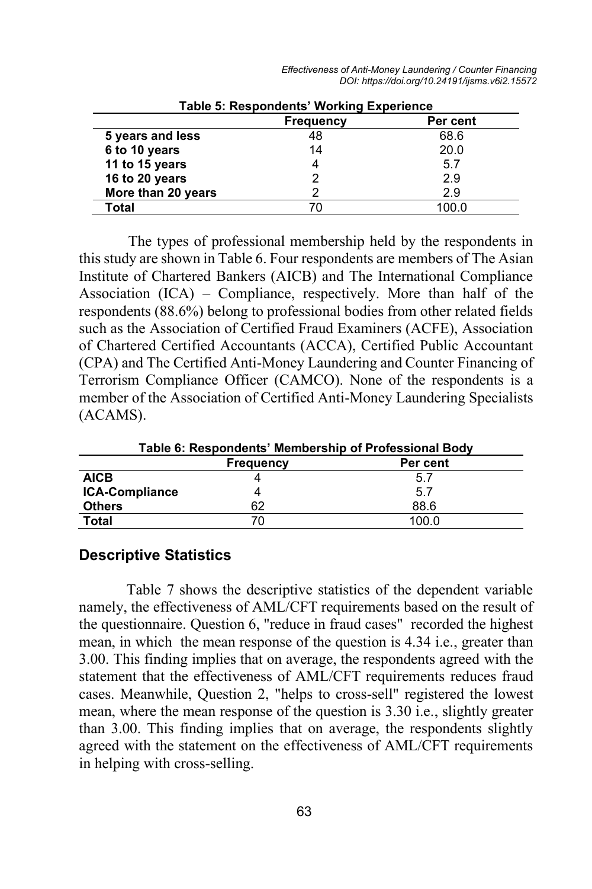**Table 5: Respondents' Working Experience**

| | Frequency | Per cent |
|---|---|---|
| **5 years and less** | 48 | 68.6 |
| **6 to 10 years** | 14 | 20.0 |
| **11 to 15 years** | 4 | 5.7 |
| **16 to 20 years** | 2 | 2.9 |
| **More than 20 years** | 2 | 2.9 |
| **Total** | 70 | 100.0 |

The types of professional membership held by the respondents in this study are shown in Table 6. Four respondents are members of The Asian Institute of Chartered Bankers (AICB) and The International Compliance Association (ICA) – Compliance, respectively. More than half of the respondents (88.6%) belong to professional bodies from other related fields such as the Association of Certified Fraud Examiners (ACFE), Association of Chartered Certified Accountants (ACCA), Certified Public Accountant (CPA) and The Certified Anti-Money Laundering and Counter Financing of Terrorism Compliance Officer (CAMCO). None of the respondents is a member of the Association of Certified Anti-Money Laundering Specialists (ACAMS).

**Table 6: Respondents' Membership of Professional Body**

| | Frequency | Per cent |
|---|---|---|
| **AICB** | 4 | 5.7 |
| **ICA-Compliance** | 4 | 5.7 |
| **Others** | 62 | 88.6 |
| **Total** | 70 | 100.0 |

## Descriptive Statistics

Table 7 shows the descriptive statistics of the dependent variable namely, the effectiveness of AML/CFT requirements based on the result of the questionnaire. Question 6, "reduce in fraud cases" recorded the highest mean, in which the mean response of the question is 4.34 i.e., greater than 3.00. This finding implies that on average, the respondents agreed with the statement that the effectiveness of AML/CFT requirements reduces fraud cases. Meanwhile, Question 2, "helps to cross-sell" registered the lowest mean, where the mean response of the question is 3.30 i.e., slightly greater than 3.00. This finding implies that on average, the respondents slightly agreed with the statement on the effectiveness of AML/CFT requirements in helping with cross-selling.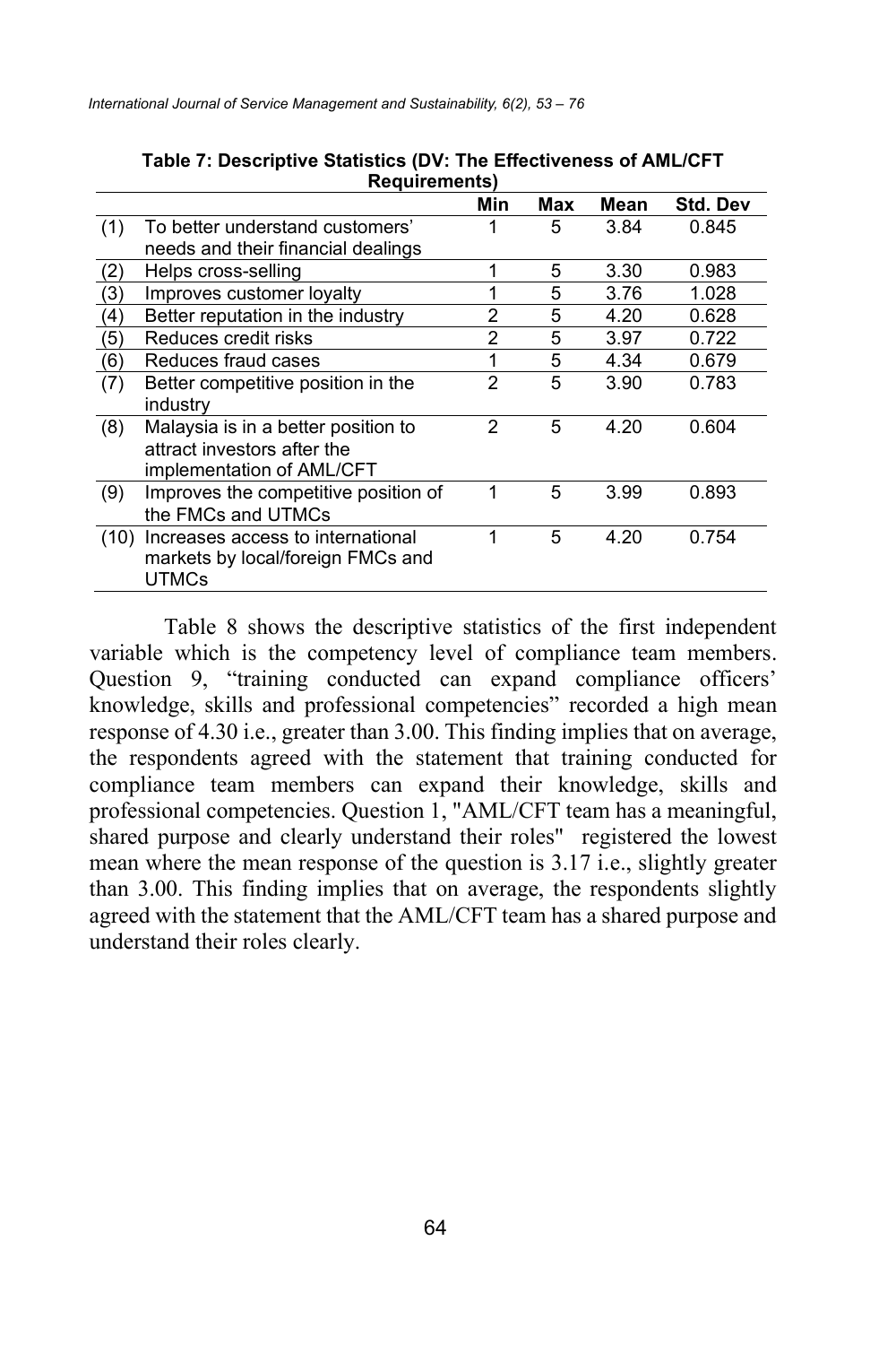**Table 7: Descriptive Statistics (DV: The Effectiveness of AML/CFT Requirements)**

| | | Min | Max | Mean | Std. Dev |
|---|---|---|---|---|---|
| (1) | To better understand customers' needs and their financial dealings | 1 | 5 | 3.84 | 0.845 |
| (2) | Helps cross-selling | 1 | 5 | 3.30 | 0.983 |
| (3) | Improves customer loyalty | 1 | 5 | 3.76 | 1.028 |
| (4) | Better reputation in the industry | 2 | 5 | 4.20 | 0.628 |
| (5) | Reduces credit risks | 2 | 5 | 3.97 | 0.722 |
| (6) | Reduces fraud cases | 1 | 5 | 4.34 | 0.679 |
| (7) | Better competitive position in the industry | 2 | 5 | 3.90 | 0.783 |
| (8) | Malaysia is in a better position to attract investors after the implementation of AML/CFT | 2 | 5 | 4.20 | 0.604 |
| (9) | Improves the competitive position of the FMCs and UTMCs | 1 | 5 | 3.99 | 0.893 |
| (10) | Increases access to international markets by local/foreign FMCs and UTMCs | 1 | 5 | 4.20 | 0.754 |

Table 8 shows the descriptive statistics of the first independent variable which is the competency level of compliance team members. Question 9, "training conducted can expand compliance officers' knowledge, skills and professional competencies" recorded a high mean response of 4.30 i.e., greater than 3.00. This finding implies that on average, the respondents agreed with the statement that training conducted for compliance team members can expand their knowledge, skills and professional competencies. Question 1, "AML/CFT team has a meaningful, shared purpose and clearly understand their roles" registered the lowest mean where the mean response of the question is 3.17 i.e., slightly greater than 3.00. This finding implies that on average, the respondents slightly agreed with the statement that the AML/CFT team has a shared purpose and understand their roles clearly.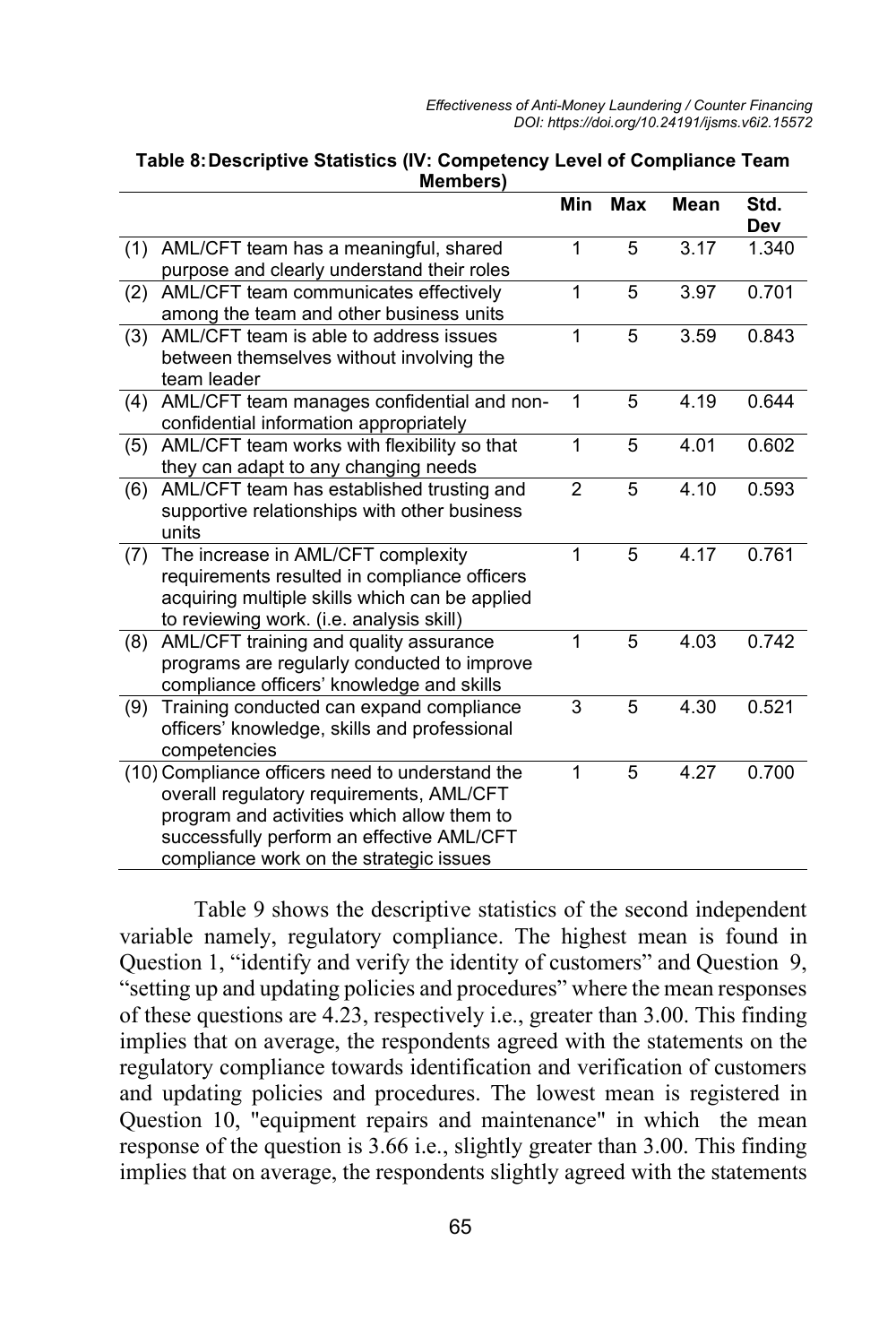**Table 8: Descriptive Statistics (IV: Competency Level of Compliance Team Members)**

| | | Min | Max | Mean | Std. Dev |
|---|---|---|---|---|---|
| (1) | AML/CFT team has a meaningful, shared purpose and clearly understand their roles | 1 | 5 | 3.17 | 1.340 |
| (2) | AML/CFT team communicates effectively among the team and other business units | 1 | 5 | 3.97 | 0.701 |
| (3) | AML/CFT team is able to address issues between themselves without involving the team leader | 1 | 5 | 3.59 | 0.843 |
| (4) | AML/CFT team manages confidential and non-confidential information appropriately | 1 | 5 | 4.19 | 0.644 |
| (5) | AML/CFT team works with flexibility so that they can adapt to any changing needs | 1 | 5 | 4.01 | 0.602 |
| (6) | AML/CFT team has established trusting and supportive relationships with other business units | 2 | 5 | 4.10 | 0.593 |
| (7) | The increase in AML/CFT complexity requirements resulted in compliance officers acquiring multiple skills which can be applied to reviewing work. (i.e. analysis skill) | 1 | 5 | 4.17 | 0.761 |
| (8) | AML/CFT training and quality assurance programs are regularly conducted to improve compliance officers' knowledge and skills | 1 | 5 | 4.03 | 0.742 |
| (9) | Training conducted can expand compliance officers' knowledge, skills and professional competencies | 3 | 5 | 4.30 | 0.521 |
| (10) | Compliance officers need to understand the overall regulatory requirements, AML/CFT program and activities which allow them to successfully perform an effective AML/CFT compliance work on the strategic issues | 1 | 5 | 4.27 | 0.700 |

Table 9 shows the descriptive statistics of the second independent variable namely, regulatory compliance. The highest mean is found in Question 1, "identify and verify the identity of customers" and Question 9, "setting up and updating policies and procedures" where the mean responses of these questions are 4.23, respectively i.e., greater than 3.00. This finding implies that on average, the respondents agreed with the statements on the regulatory compliance towards identification and verification of customers and updating policies and procedures. The lowest mean is registered in Question 10, "equipment repairs and maintenance" in which the mean response of the question is 3.66 i.e., slightly greater than 3.00. This finding implies that on average, the respondents slightly agreed with the statements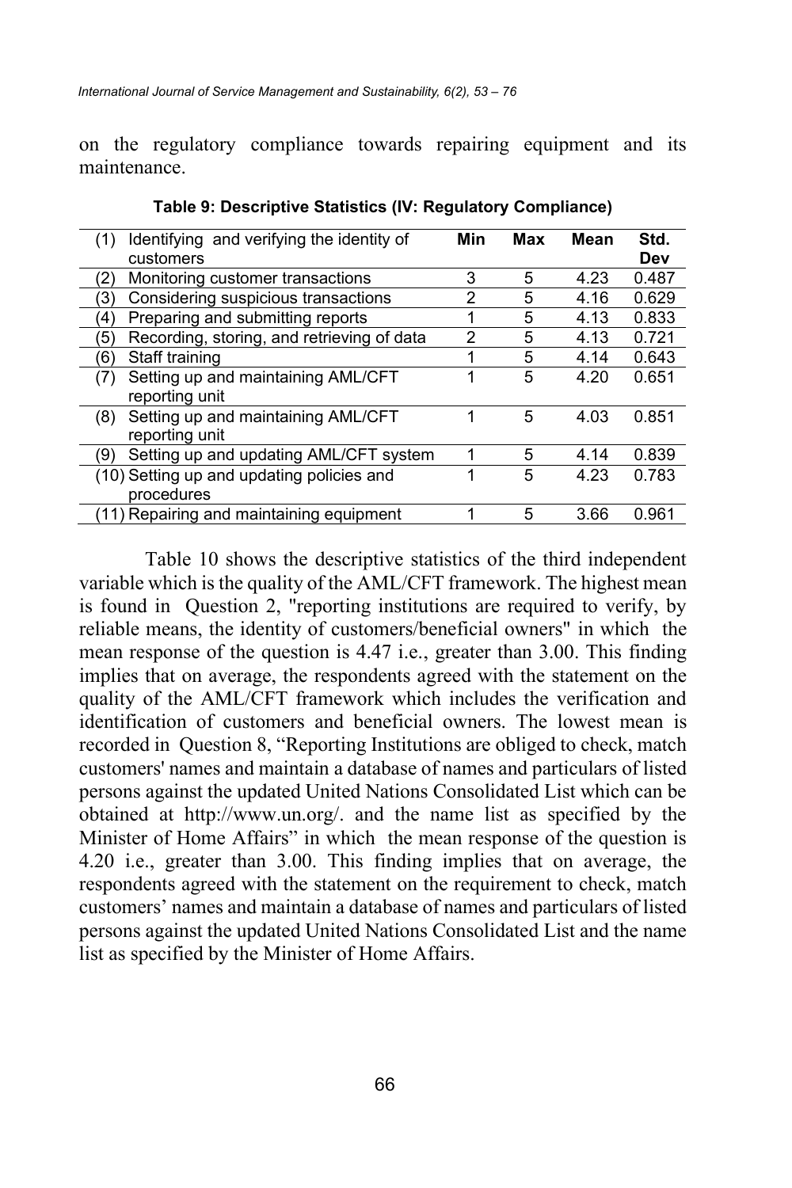on the regulatory compliance towards repairing equipment and its maintenance.

**Table 9: Descriptive Statistics (IV: Regulatory Compliance)**

| (1) Identifying and verifying the identity of customers | Min | Max | Mean | Std. Dev |
|---|---|---|---|---|
| (2) Monitoring customer transactions | 3 | 5 | 4.23 | 0.487 |
| (3) Considering suspicious transactions | 2 | 5 | 4.16 | 0.629 |
| (4) Preparing and submitting reports | 1 | 5 | 4.13 | 0.833 |
| (5) Recording, storing, and retrieving of data | 2 | 5 | 4.13 | 0.721 |
| (6) Staff training | 1 | 5 | 4.14 | 0.643 |
| (7) Setting up and maintaining AML/CFT reporting unit | 1 | 5 | 4.20 | 0.651 |
| (8) Setting up and maintaining AML/CFT reporting unit | 1 | 5 | 4.03 | 0.851 |
| (9) Setting up and updating AML/CFT system | 1 | 5 | 4.14 | 0.839 |
| (10) Setting up and updating policies and procedures | 1 | 5 | 4.23 | 0.783 |
| (11) Repairing and maintaining equipment | 1 | 5 | 3.66 | 0.961 |

Table 10 shows the descriptive statistics of the third independent variable which is the quality of the AML/CFT framework. The highest mean is found in Question 2, "reporting institutions are required to verify, by reliable means, the identity of customers/beneficial owners" in which the mean response of the question is 4.47 i.e., greater than 3.00. This finding implies that on average, the respondents agreed with the statement on the quality of the AML/CFT framework which includes the verification and identification of customers and beneficial owners. The lowest mean is recorded in Question 8, "Reporting Institutions are obliged to check, match customers' names and maintain a database of names and particulars of listed persons against the updated United Nations Consolidated List which can be obtained at http://www.un.org/. and the name list as specified by the Minister of Home Affairs" in which the mean response of the question is 4.20 i.e., greater than 3.00. This finding implies that on average, the respondents agreed with the statement on the requirement to check, match customers' names and maintain a database of names and particulars of listed persons against the updated United Nations Consolidated List and the name list as specified by the Minister of Home Affairs.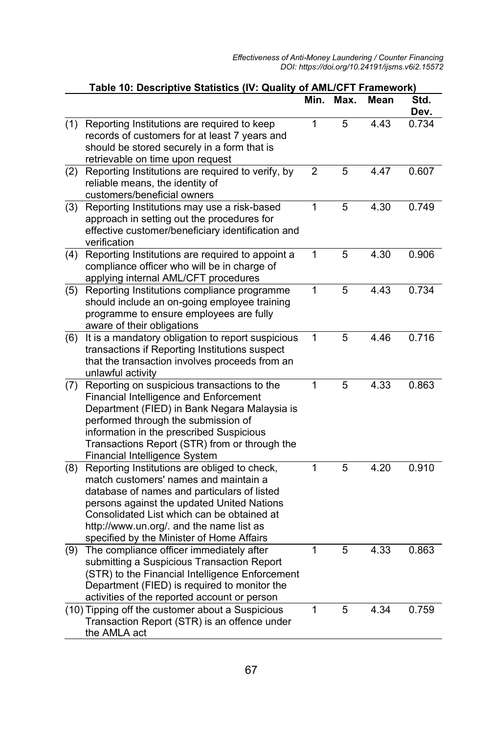**Table 10: Descriptive Statistics (IV: Quality of AML/CFT Framework)**

| | | Min. | Max. | Mean | Std. Dev. |
|---|---|---|---|---|---|
| (1) | Reporting Institutions are required to keep records of customers for at least 7 years and should be stored securely in a form that is retrievable on time upon request | 1 | 5 | 4.43 | 0.734 |
| (2) | Reporting Institutions are required to verify, by reliable means, the identity of customers/beneficial owners | 2 | 5 | 4.47 | 0.607 |
| (3) | Reporting Institutions may use a risk-based approach in setting out the procedures for effective customer/beneficiary identification and verification | 1 | 5 | 4.30 | 0.749 |
| (4) | Reporting Institutions are required to appoint a compliance officer who will be in charge of applying internal AML/CFT procedures | 1 | 5 | 4.30 | 0.906 |
| (5) | Reporting Institutions compliance programme should include an on-going employee training programme to ensure employees are fully aware of their obligations | 1 | 5 | 4.43 | 0.734 |
| (6) | It is a mandatory obligation to report suspicious transactions if Reporting Institutions suspect that the transaction involves proceeds from an unlawful activity | 1 | 5 | 4.46 | 0.716 |
| (7) | Reporting on suspicious transactions to the Financial Intelligence and Enforcement Department (FIED) in Bank Negara Malaysia is performed through the submission of information in the prescribed Suspicious Transactions Report (STR) from or through the Financial Intelligence System | 1 | 5 | 4.33 | 0.863 |
| (8) | Reporting Institutions are obliged to check, match customers' names and maintain a database of names and particulars of listed persons against the updated United Nations Consolidated List which can be obtained at http://www.un.org/. and the name list as specified by the Minister of Home Affairs | 1 | 5 | 4.20 | 0.910 |
| (9) | The compliance officer immediately after submitting a Suspicious Transaction Report (STR) to the Financial Intelligence Enforcement Department (FIED) is required to monitor the activities of the reported account or person | 1 | 5 | 4.33 | 0.863 |
| (10) | Tipping off the customer about a Suspicious Transaction Report (STR) is an offence under the AMLA act | 1 | 5 | 4.34 | 0.759 |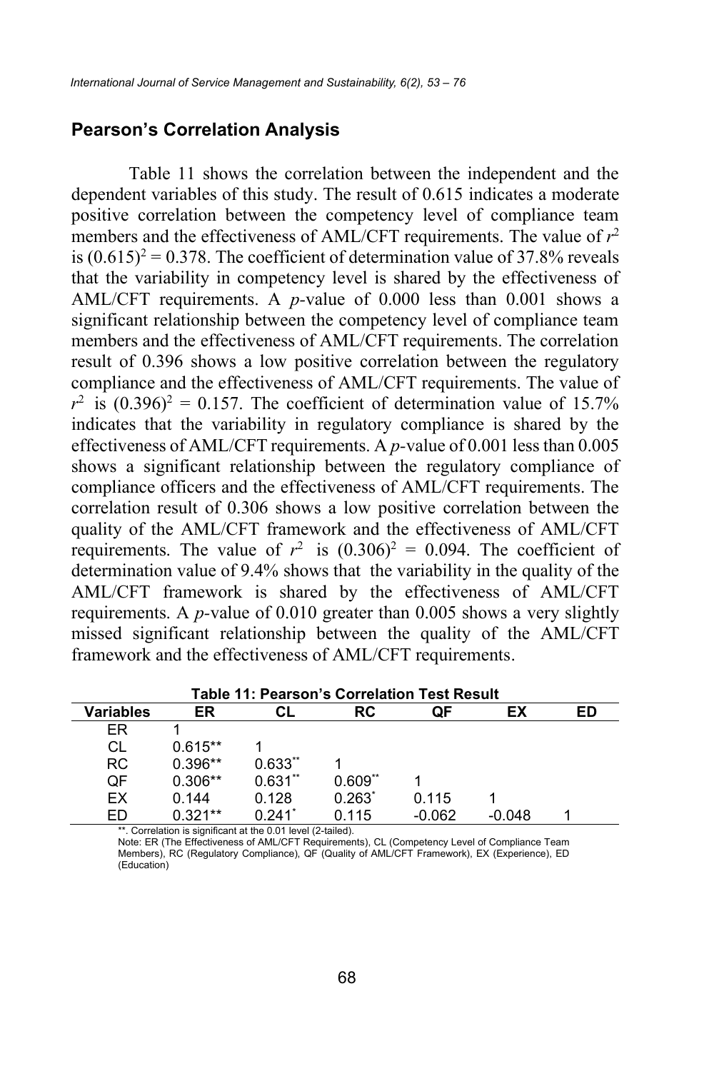## Pearson's Correlation Analysis

Table 11 shows the correlation between the independent and the dependent variables of this study. The result of 0.615 indicates a moderate positive correlation between the competency level of compliance team members and the effectiveness of AML/CFT requirements. The value of $r^2$ is $(0.615)^2 = 0.378$. The coefficient of determination value of 37.8% reveals that the variability in competency level is shared by the effectiveness of AML/CFT requirements. A *p*-value of 0.000 less than 0.001 shows a significant relationship between the competency level of compliance team members and the effectiveness of AML/CFT requirements. The correlation result of 0.396 shows a low positive correlation between the regulatory compliance and the effectiveness of AML/CFT requirements. The value of $r^2$ is $(0.396)^2 = 0.157$. The coefficient of determination value of 15.7% indicates that the variability in regulatory compliance is shared by the effectiveness of AML/CFT requirements. A *p*-value of 0.001 less than 0.005 shows a significant relationship between the regulatory compliance of compliance officers and the effectiveness of AML/CFT requirements. The correlation result of 0.306 shows a low positive correlation between the quality of the AML/CFT framework and the effectiveness of AML/CFT requirements. The value of $r^2$ is $(0.306)^2 = 0.094$. The coefficient of determination value of 9.4% shows that the variability in the quality of the AML/CFT framework is shared by the effectiveness of AML/CFT requirements. A *p*-value of 0.010 greater than 0.005 shows a very slightly missed significant relationship between the quality of the AML/CFT framework and the effectiveness of AML/CFT requirements.

**Table 11: Pearson's Correlation Test Result**

| Variables | ER | CL | RC | QF | EX | ED |
|---|---|---|---|---|---|---|
| ER | 1 | | | | | |
| CL | 0.615** | 1 | | | | |
| RC | 0.396** | 0.633** | 1 | | | |
| QF | 0.306** | 0.631** | 0.609** | 1 | | |
| EX | 0.144 | 0.128 | 0.263* | 0.115 | 1 | |
| ED | 0.321** | 0.241* | 0.115 | -0.062 | -0.048 | 1 |

**. Correlation is significant at the 0.01 level (2-tailed).

Note: ER (The Effectiveness of AML/CFT Requirements), CL (Competency Level of Compliance Team Members), RC (Regulatory Compliance), QF (Quality of AML/CFT Framework), EX (Experience), ED (Education)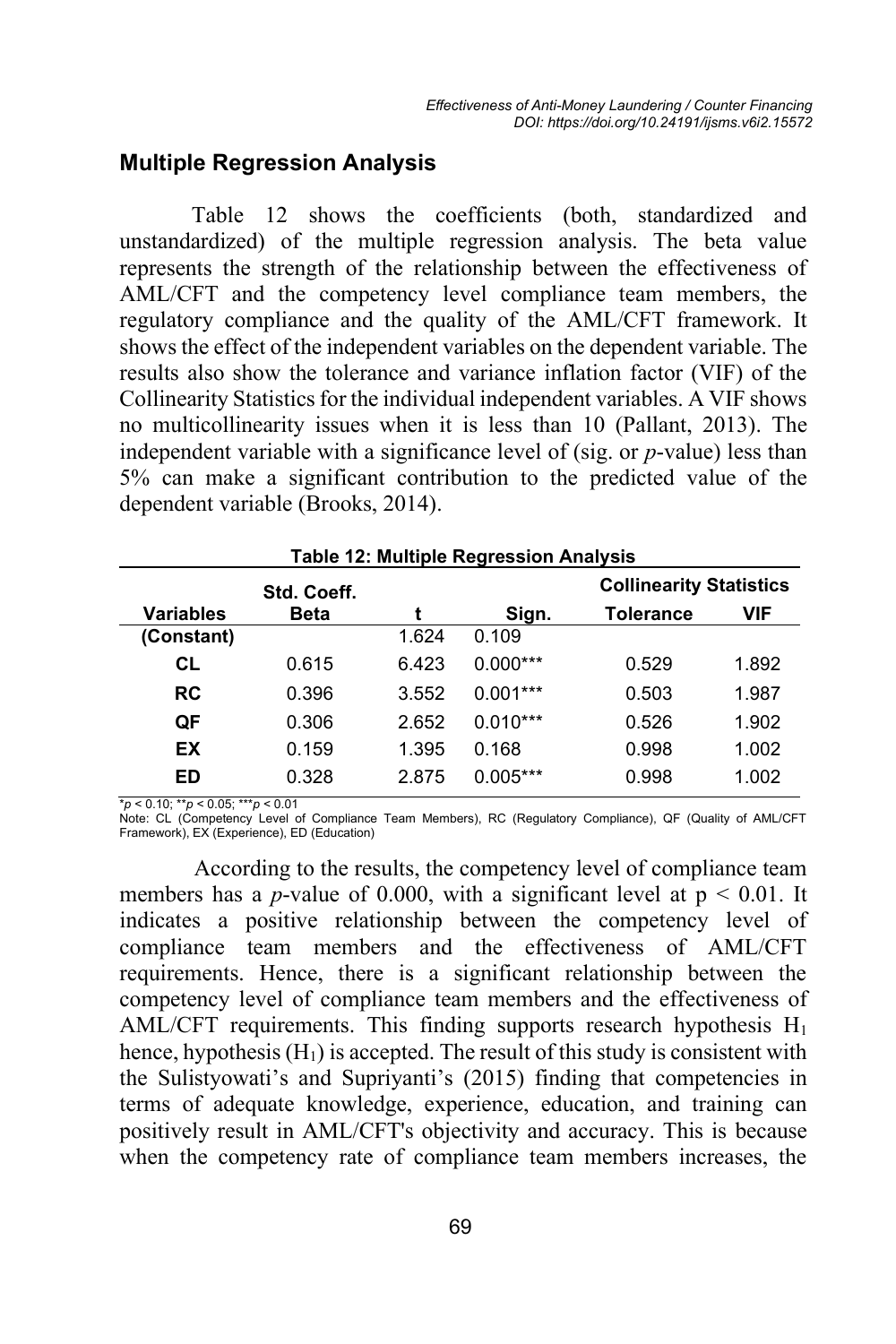## Multiple Regression Analysis

Table 12 shows the coefficients (both, standardized and unstandardized) of the multiple regression analysis. The beta value represents the strength of the relationship between the effectiveness of AML/CFT and the competency level compliance team members, the regulatory compliance and the quality of the AML/CFT framework. It shows the effect of the independent variables on the dependent variable. The results also show the tolerance and variance inflation factor (VIF) of the Collinearity Statistics for the individual independent variables. A VIF shows no multicollinearity issues when it is less than 10 (Pallant, 2013). The independent variable with a significance level of (sig. or *p*-value) less than 5% can make a significant contribution to the predicted value of the dependent variable (Brooks, 2014).

**Table 12: Multiple Regression Analysis**

| Variables | Std. Coeff. Beta | t | Sign. | Collinearity Statistics Tolerance | VIF |
|---|---|---|---|---|---|
| (Constant) | | 1.624 | 0.109 | | |
| CL | 0.615 | 6.423 | 0.000*** | 0.529 | 1.892 |
| RC | 0.396 | 3.552 | 0.001*** | 0.503 | 1.987 |
| QF | 0.306 | 2.652 | 0.010*** | 0.526 | 1.902 |
| EX | 0.159 | 1.395 | 0.168 | 0.998 | 1.002 |
| ED | 0.328 | 2.875 | 0.005*** | 0.998 | 1.002 |

*$p < 0.10$; **$p < 0.05$; ***$p < 0.01$

Note: CL (Competency Level of Compliance Team Members), RC (Regulatory Compliance), QF (Quality of AML/CFT Framework), EX (Experience), ED (Education)

According to the results, the competency level of compliance team members has a *p*-value of 0.000, with a significant level at $p < 0.01$. It indicates a positive relationship between the competency level of compliance team members and the effectiveness of AML/CFT requirements. Hence, there is a significant relationship between the competency level of compliance team members and the effectiveness of AML/CFT requirements. This finding supports research hypothesis $H_1$ hence, hypothesis ($H_1$) is accepted. The result of this study is consistent with the Sulistyowati's and Supriyanti's (2015) finding that competencies in terms of adequate knowledge, experience, education, and training can positively result in AML/CFT's objectivity and accuracy. This is because when the competency rate of compliance team members increases, the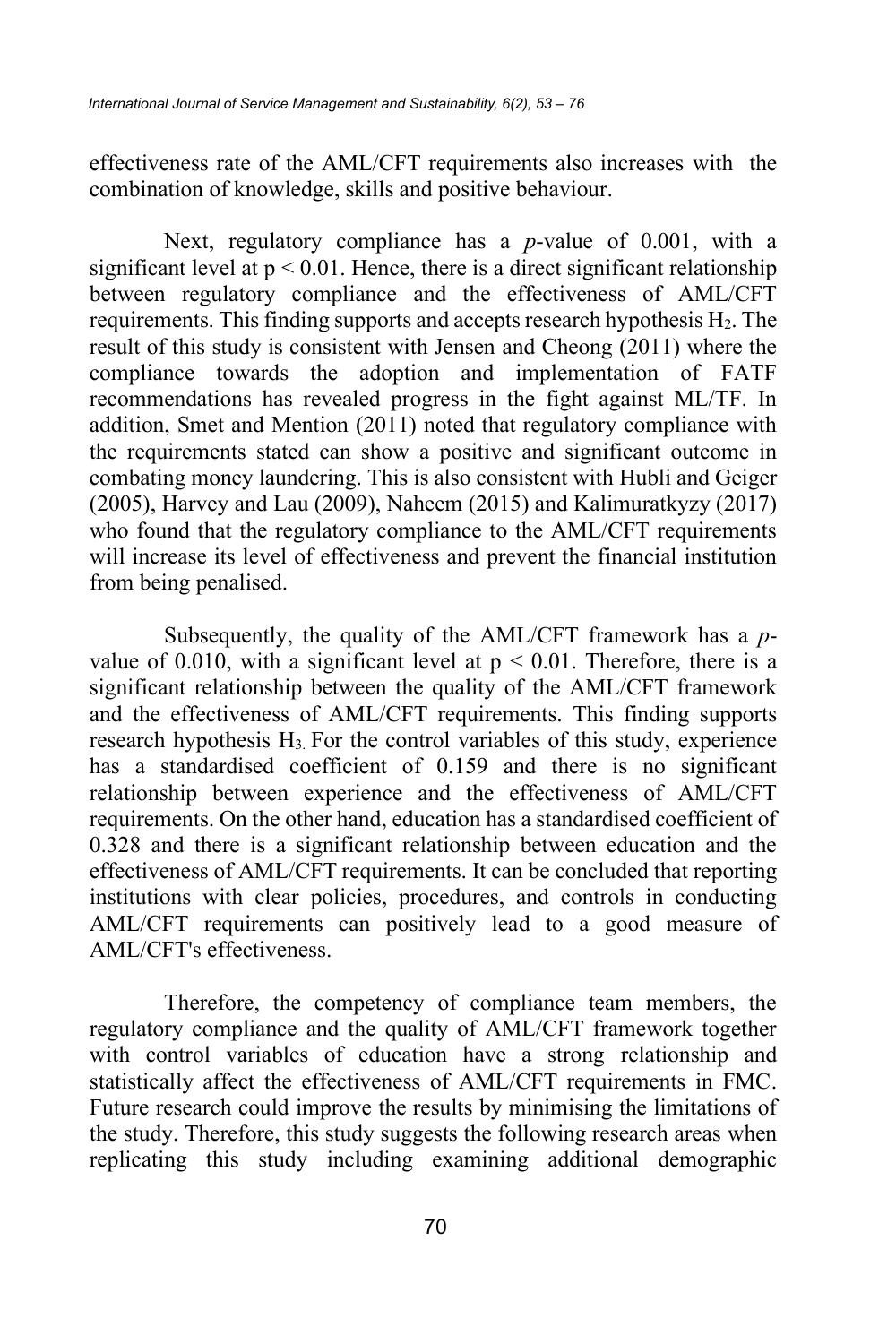effectiveness rate of the AML/CFT requirements also increases with the combination of knowledge, skills and positive behaviour.

Next, regulatory compliance has a *p*-value of 0.001, with a significant level at $p < 0.01$. Hence, there is a direct significant relationship between regulatory compliance and the effectiveness of AML/CFT requirements. This finding supports and accepts research hypothesis $H_2$. The result of this study is consistent with Jensen and Cheong (2011) where the compliance towards the adoption and implementation of FATF recommendations has revealed progress in the fight against ML/TF. In addition, Smet and Mention (2011) noted that regulatory compliance with the requirements stated can show a positive and significant outcome in combating money laundering. This is also consistent with Hubli and Geiger (2005), Harvey and Lau (2009), Naheem (2015) and Kalimuratkyzy (2017) who found that the regulatory compliance to the AML/CFT requirements will increase its level of effectiveness and prevent the financial institution from being penalised.

Subsequently, the quality of the AML/CFT framework has a *p*-value of 0.010, with a significant level at $p < 0.01$. Therefore, there is a significant relationship between the quality of the AML/CFT framework and the effectiveness of AML/CFT requirements. This finding supports research hypothesis $H_3$. For the control variables of this study, experience has a standardised coefficient of 0.159 and there is no significant relationship between experience and the effectiveness of AML/CFT requirements. On the other hand, education has a standardised coefficient of 0.328 and there is a significant relationship between education and the effectiveness of AML/CFT requirements. It can be concluded that reporting institutions with clear policies, procedures, and controls in conducting AML/CFT requirements can positively lead to a good measure of AML/CFT's effectiveness.

Therefore, the competency of compliance team members, the regulatory compliance and the quality of AML/CFT framework together with control variables of education have a strong relationship and statistically affect the effectiveness of AML/CFT requirements in FMC. Future research could improve the results by minimising the limitations of the study. Therefore, this study suggests the following research areas when replicating this study including examining additional demographic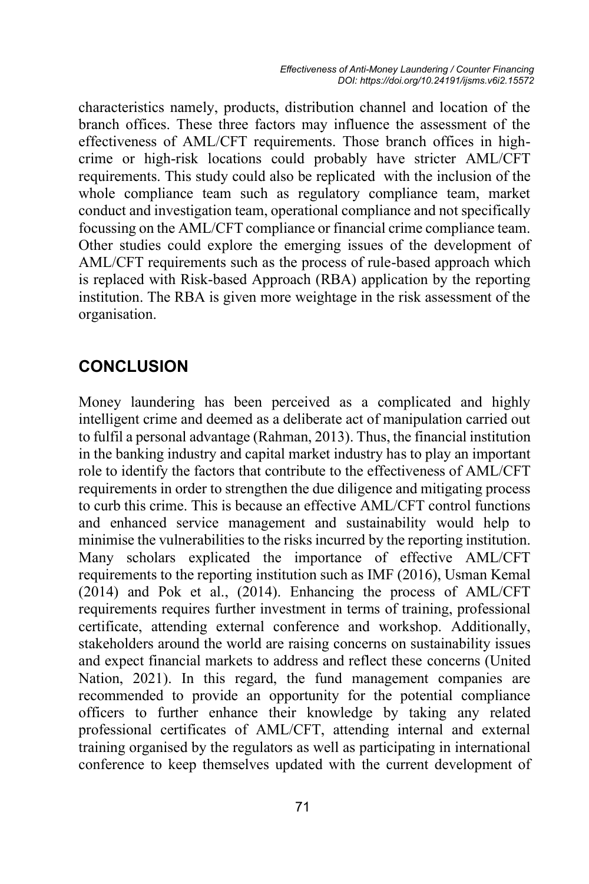characteristics namely, products, distribution channel and location of the branch offices. These three factors may influence the assessment of the effectiveness of AML/CFT requirements. Those branch offices in high-crime or high-risk locations could probably have stricter AML/CFT requirements. This study could also be replicated with the inclusion of the whole compliance team such as regulatory compliance team, market conduct and investigation team, operational compliance and not specifically focussing on the AML/CFT compliance or financial crime compliance team. Other studies could explore the emerging issues of the development of AML/CFT requirements such as the process of rule-based approach which is replaced with Risk-based Approach (RBA) application by the reporting institution. The RBA is given more weightage in the risk assessment of the organisation.

## CONCLUSION

Money laundering has been perceived as a complicated and highly intelligent crime and deemed as a deliberate act of manipulation carried out to fulfil a personal advantage (Rahman, 2013). Thus, the financial institution in the banking industry and capital market industry has to play an important role to identify the factors that contribute to the effectiveness of AML/CFT requirements in order to strengthen the due diligence and mitigating process to curb this crime. This is because an effective AML/CFT control functions and enhanced service management and sustainability would help to minimise the vulnerabilities to the risks incurred by the reporting institution. Many scholars explicated the importance of effective AML/CFT requirements to the reporting institution such as IMF (2016), Usman Kemal (2014) and Pok et al., (2014). Enhancing the process of AML/CFT requirements requires further investment in terms of training, professional certificate, attending external conference and workshop. Additionally, stakeholders around the world are raising concerns on sustainability issues and expect financial markets to address and reflect these concerns (United Nation, 2021). In this regard, the fund management companies are recommended to provide an opportunity for the potential compliance officers to further enhance their knowledge by taking any related professional certificates of AML/CFT, attending internal and external training organised by the regulators as well as participating in international conference to keep themselves updated with the current development of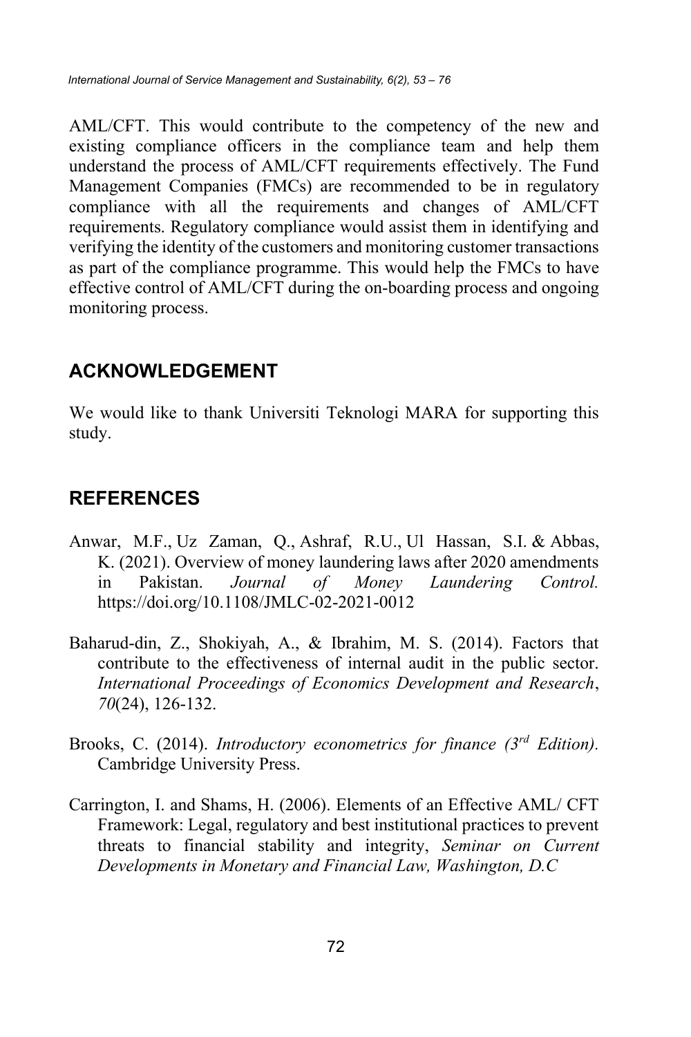AML/CFT. This would contribute to the competency of the new and existing compliance officers in the compliance team and help them understand the process of AML/CFT requirements effectively. The Fund Management Companies (FMCs) are recommended to be in regulatory compliance with all the requirements and changes of AML/CFT requirements. Regulatory compliance would assist them in identifying and verifying the identity of the customers and monitoring customer transactions as part of the compliance programme. This would help the FMCs to have effective control of AML/CFT during the on-boarding process and ongoing monitoring process.

## ACKNOWLEDGEMENT

We would like to thank Universiti Teknologi MARA for supporting this study.

## REFERENCES

Anwar, M.F., Uz Zaman, Q., Ashraf, R.U., Ul Hassan, S.I. & Abbas, K. (2021). Overview of money laundering laws after 2020 amendments in Pakistan. *Journal of Money Laundering Control.* https://doi.org/10.1108/JMLC-02-2021-0012

Baharud-din, Z., Shokiyah, A., & Ibrahim, M. S. (2014). Factors that contribute to the effectiveness of internal audit in the public sector. *International Proceedings of Economics Development and Research*, *70*(24), 126-132.

Brooks, C. (2014). *Introductory econometrics for finance (3rd Edition).* Cambridge University Press.

Carrington, I. and Shams, H. (2006). Elements of an Effective AML/ CFT Framework: Legal, regulatory and best institutional practices to prevent threats to financial stability and integrity, *Seminar on Current Developments in Monetary and Financial Law, Washington, D.C*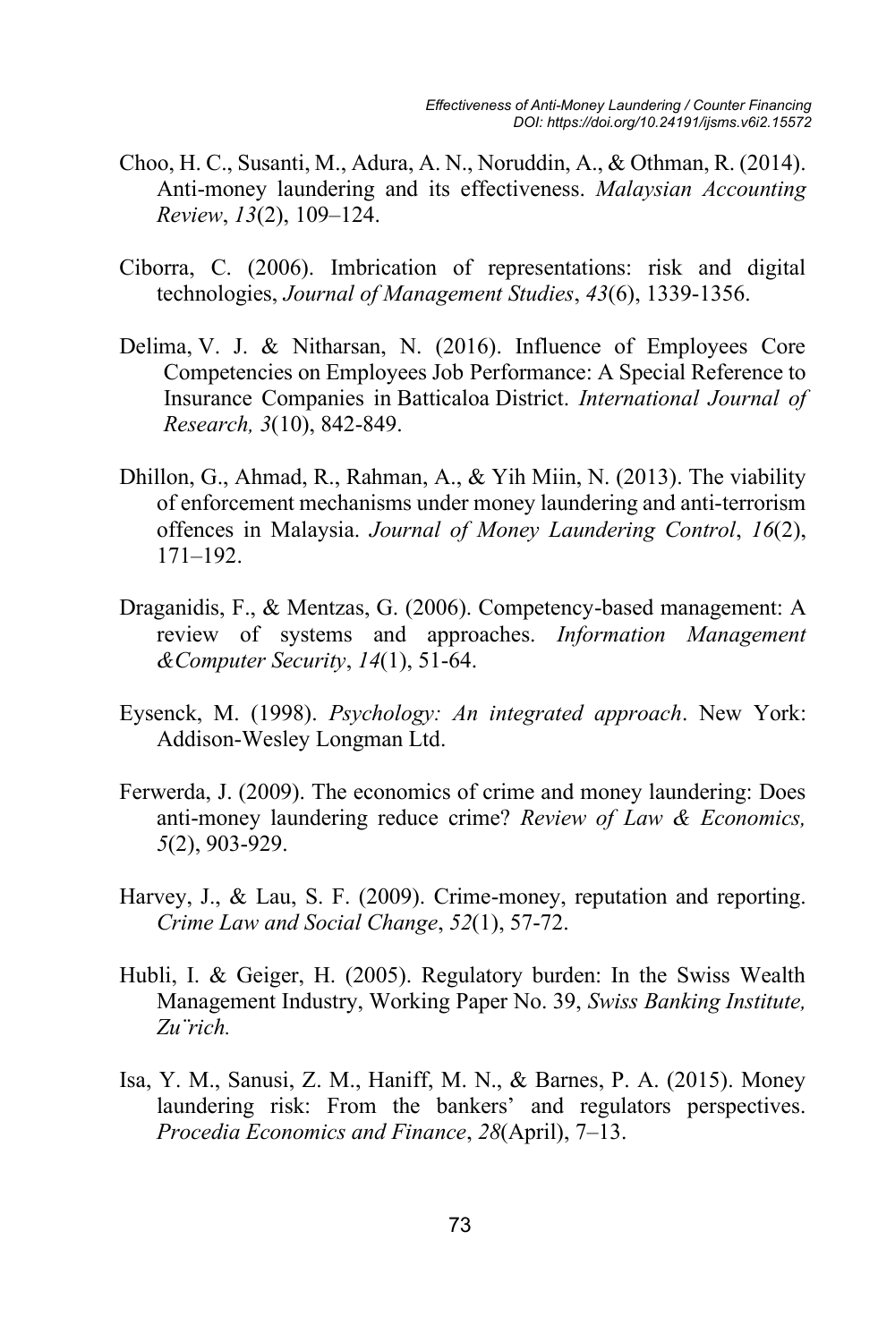Choo, H. C., Susanti, M., Adura, A. N., Noruddin, A., & Othman, R. (2014). Anti-money laundering and its effectiveness. *Malaysian Accounting Review*, *13*(2), 109–124.

Ciborra, C. (2006). Imbrication of representations: risk and digital technologies, *Journal of Management Studies*, *43*(6), 1339-1356.

Delima, V. J. & Nitharsan, N. (2016). Influence of Employees Core Competencies on Employees Job Performance: A Special Reference to Insurance Companies in Batticaloa District. *International Journal of Research, 3*(10), 842-849.

Dhillon, G., Ahmad, R., Rahman, A., & Yih Miin, N. (2013). The viability of enforcement mechanisms under money laundering and anti-terrorism offences in Malaysia. *Journal of Money Laundering Control*, *16*(2), 171–192.

Draganidis, F., & Mentzas, G. (2006). Competency-based management: A review of systems and approaches. *Information Management &Computer Security*, *14*(1), 51-64.

Eysenck, M. (1998). *Psychology: An integrated approach*. New York: Addison-Wesley Longman Ltd.

Ferwerda, J. (2009). The economics of crime and money laundering: Does anti-money laundering reduce crime? *Review of Law & Economics, 5*(2), 903-929.

Harvey, J., & Lau, S. F. (2009). Crime-money, reputation and reporting. *Crime Law and Social Change*, *52*(1), 57-72.

Hubli, I. & Geiger, H. (2005). Regulatory burden: In the Swiss Wealth Management Industry, Working Paper No. 39, *Swiss Banking Institute, Zu¨rich.*

Isa, Y. M., Sanusi, Z. M., Haniff, M. N., & Barnes, P. A. (2015). Money laundering risk: From the bankers' and regulators perspectives. *Procedia Economics and Finance*, *28*(April), 7–13.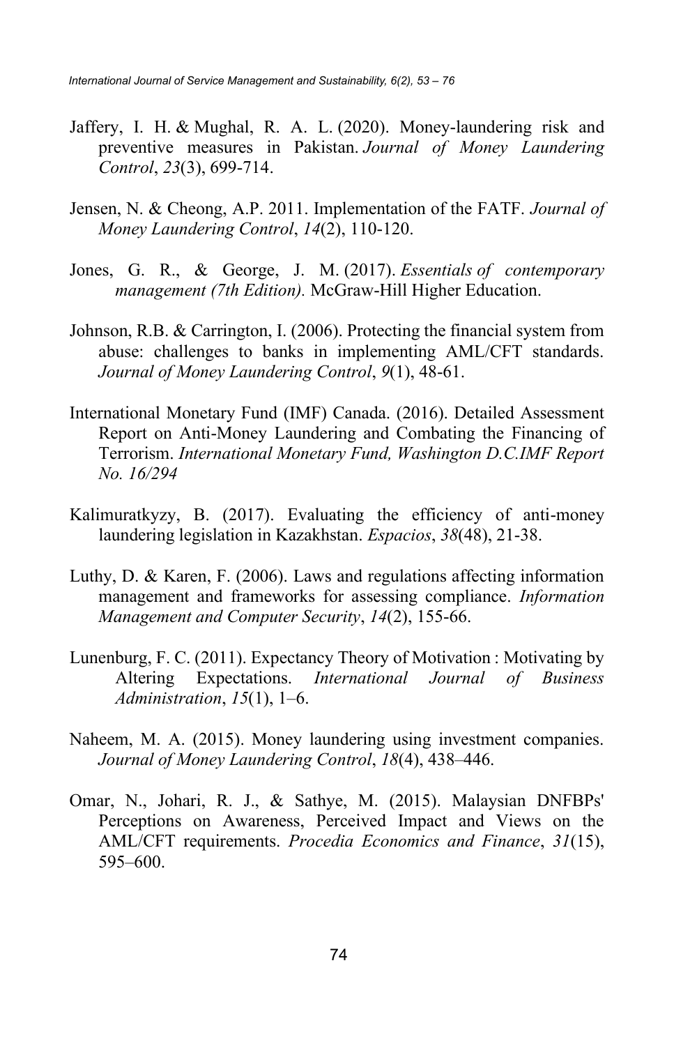Jaffery, I. H. & Mughal, R. A. L. (2020). Money-laundering risk and preventive measures in Pakistan. *Journal of Money Laundering Control*, *23*(3), 699-714.

Jensen, N. & Cheong, A.P. 2011. Implementation of the FATF. *Journal of Money Laundering Control*, *14*(2), 110-120.

Jones, G. R., & George, J. M. (2017). *Essentials of contemporary management (7th Edition).* McGraw-Hill Higher Education.

Johnson, R.B. & Carrington, I. (2006). Protecting the financial system from abuse: challenges to banks in implementing AML/CFT standards. *Journal of Money Laundering Control*, *9*(1), 48-61.

International Monetary Fund (IMF) Canada. (2016). Detailed Assessment Report on Anti-Money Laundering and Combating the Financing of Terrorism. *International Monetary Fund, Washington D.C.IMF Report No. 16/294*

Kalimuratkyzy, B. (2017). Evaluating the efficiency of anti-money laundering legislation in Kazakhstan. *Espacios*, *38*(48), 21-38.

Luthy, D. & Karen, F. (2006). Laws and regulations affecting information management and frameworks for assessing compliance. *Information Management and Computer Security*, *14*(2), 155-66.

Lunenburg, F. C. (2011). Expectancy Theory of Motivation : Motivating by Altering Expectations. *International Journal of Business Administration*, *15*(1), 1–6.

Naheem, M. A. (2015). Money laundering using investment companies. *Journal of Money Laundering Control*, *18*(4), 438–446.

Omar, N., Johari, R. J., & Sathye, M. (2015). Malaysian DNFBPs' Perceptions on Awareness, Perceived Impact and Views on the AML/CFT requirements. *Procedia Economics and Finance*, *31*(15), 595–600.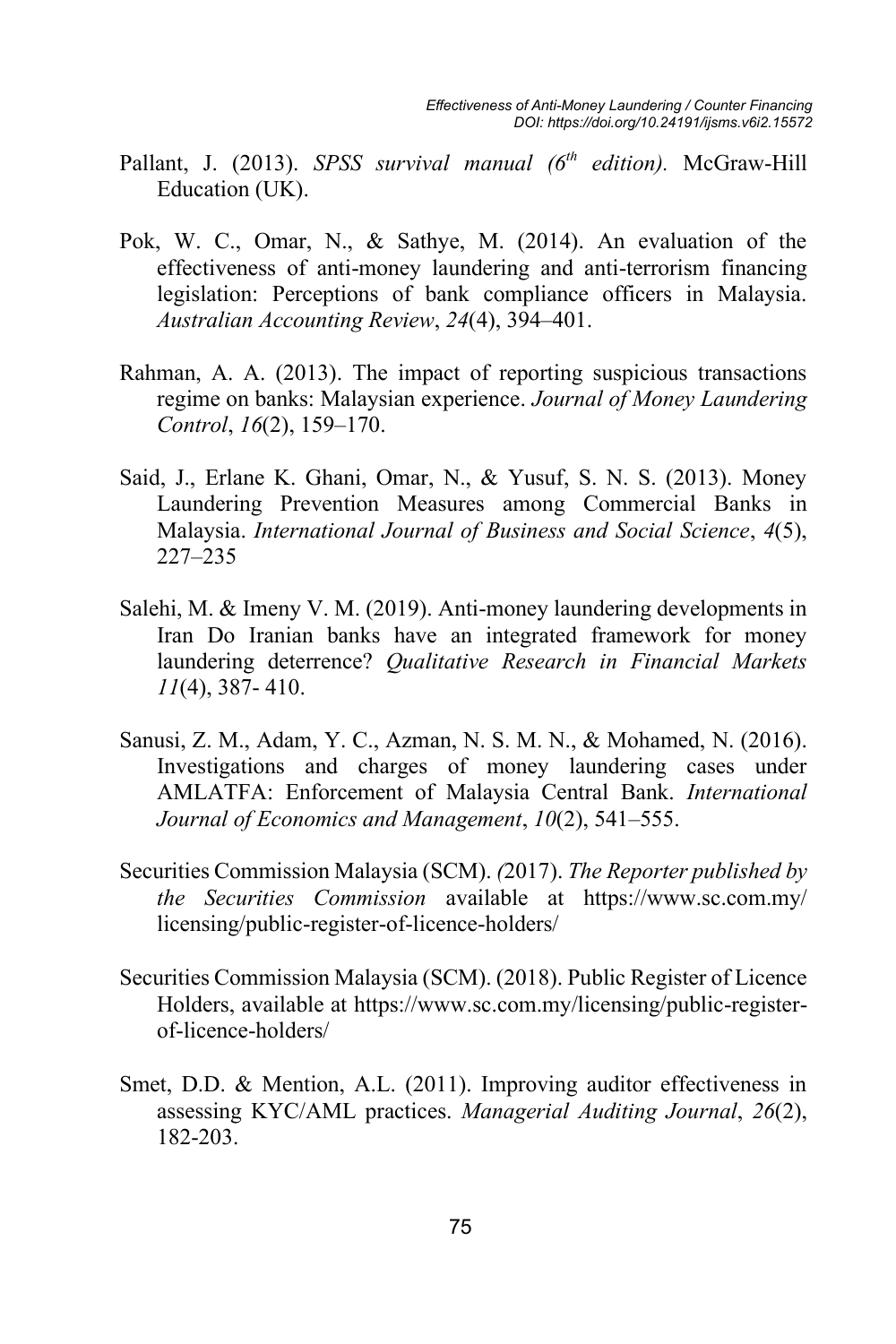Pallant, J. (2013). *SPSS survival manual (6th edition).* McGraw-Hill Education (UK).

Pok, W. C., Omar, N., & Sathye, M. (2014). An evaluation of the effectiveness of anti-money laundering and anti-terrorism financing legislation: Perceptions of bank compliance officers in Malaysia. *Australian Accounting Review*, *24*(4), 394–401.

Rahman, A. A. (2013). The impact of reporting suspicious transactions regime on banks: Malaysian experience. *Journal of Money Laundering Control*, *16*(2), 159–170.

Said, J., Erlane K. Ghani, Omar, N., & Yusuf, S. N. S. (2013). Money Laundering Prevention Measures among Commercial Banks in Malaysia. *International Journal of Business and Social Science*, *4*(5), 227–235

Salehi, M. & Imeny V. M. (2019). Anti-money laundering developments in Iran Do Iranian banks have an integrated framework for money laundering deterrence? *Qualitative Research in Financial Markets 11*(4), 387- 410.

Sanusi, Z. M., Adam, Y. C., Azman, N. S. M. N., & Mohamed, N. (2016). Investigations and charges of money laundering cases under AMLATFA: Enforcement of Malaysia Central Bank. *International Journal of Economics and Management*, *10*(2), 541–555.

Securities Commission Malaysia (SCM). *(*2017). *The Reporter published by the Securities Commission* available at https://www.sc.com.my/licensing/public-register-of-licence-holders/

Securities Commission Malaysia (SCM). (2018). Public Register of Licence Holders, available at https://www.sc.com.my/licensing/public-register-of-licence-holders/

Smet, D.D. & Mention, A.L. (2011). Improving auditor effectiveness in assessing KYC/AML practices. *Managerial Auditing Journal*, *26*(2), 182-203.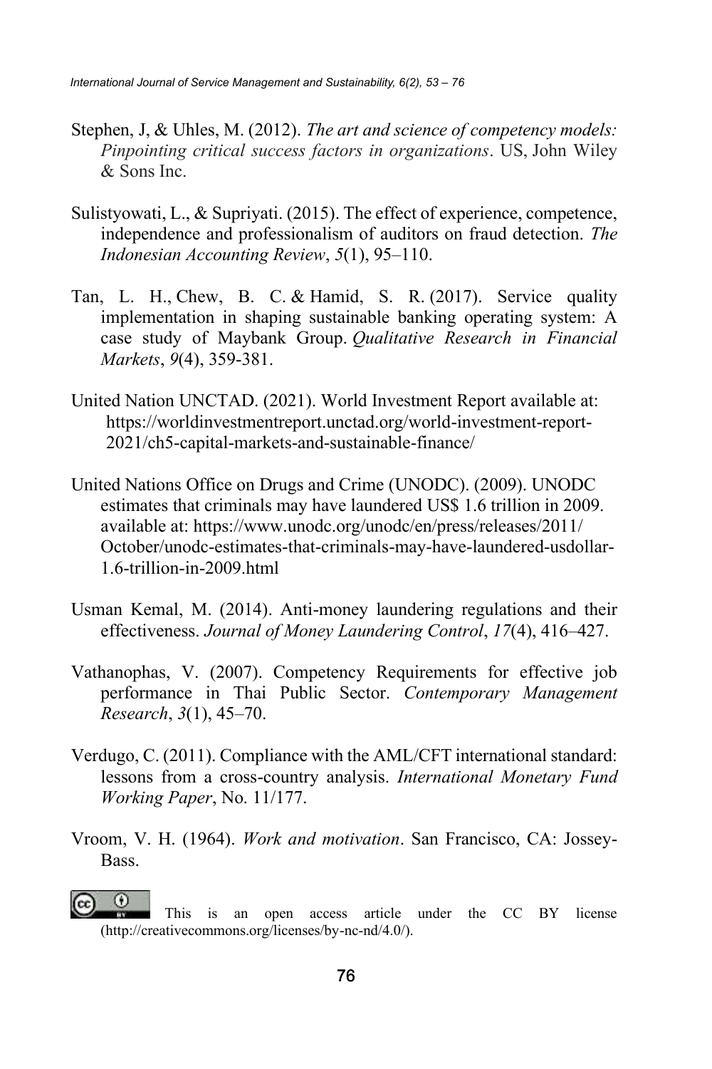Stephen, J, & Uhles, M. (2012). *The art and science of competency models: Pinpointing critical success factors in organizations*. US, John Wiley & Sons Inc.

Sulistyowati, L., & Supriyati. (2015). The effect of experience, competence, independence and professionalism of auditors on fraud detection. *The Indonesian Accounting Review*, *5*(1), 95–110.

Tan, L. H., Chew, B. C. & Hamid, S. R. (2017). Service quality implementation in shaping sustainable banking operating system: A case study of Maybank Group. *Qualitative Research in Financial Markets*, *9*(4), 359-381.

United Nation UNCTAD. (2021). World Investment Report available at: https://worldinvestmentreport.unctad.org/world-investment-report-2021/ch5-capital-markets-and-sustainable-finance/

United Nations Office on Drugs and Crime (UNODC). (2009). UNODC estimates that criminals may have laundered US$ 1.6 trillion in 2009. available at: https://www.unodc.org/unodc/en/press/releases/2011/October/unodc-estimates-that-criminals-may-have-laundered-usdollar-1.6-trillion-in-2009.html

Usman Kemal, M. (2014). Anti-money laundering regulations and their effectiveness. *Journal of Money Laundering Control*, *17*(4), 416–427.

Vathanophas, V. (2007). Competency Requirements for effective job performance in Thai Public Sector. *Contemporary Management Research*, *3*(1), 45–70.

Verdugo, C. (2011). Compliance with the AML/CFT international standard: lessons from a cross-country analysis. *International Monetary Fund Working Paper*, No. 11/177.

Vroom, V. H. (1964). *Work and motivation*. San Francisco, CA: Jossey-Bass.

This is an open access article under the CC BY license (http://creativecommons.org/licenses/by-nc-nd/4.0/).